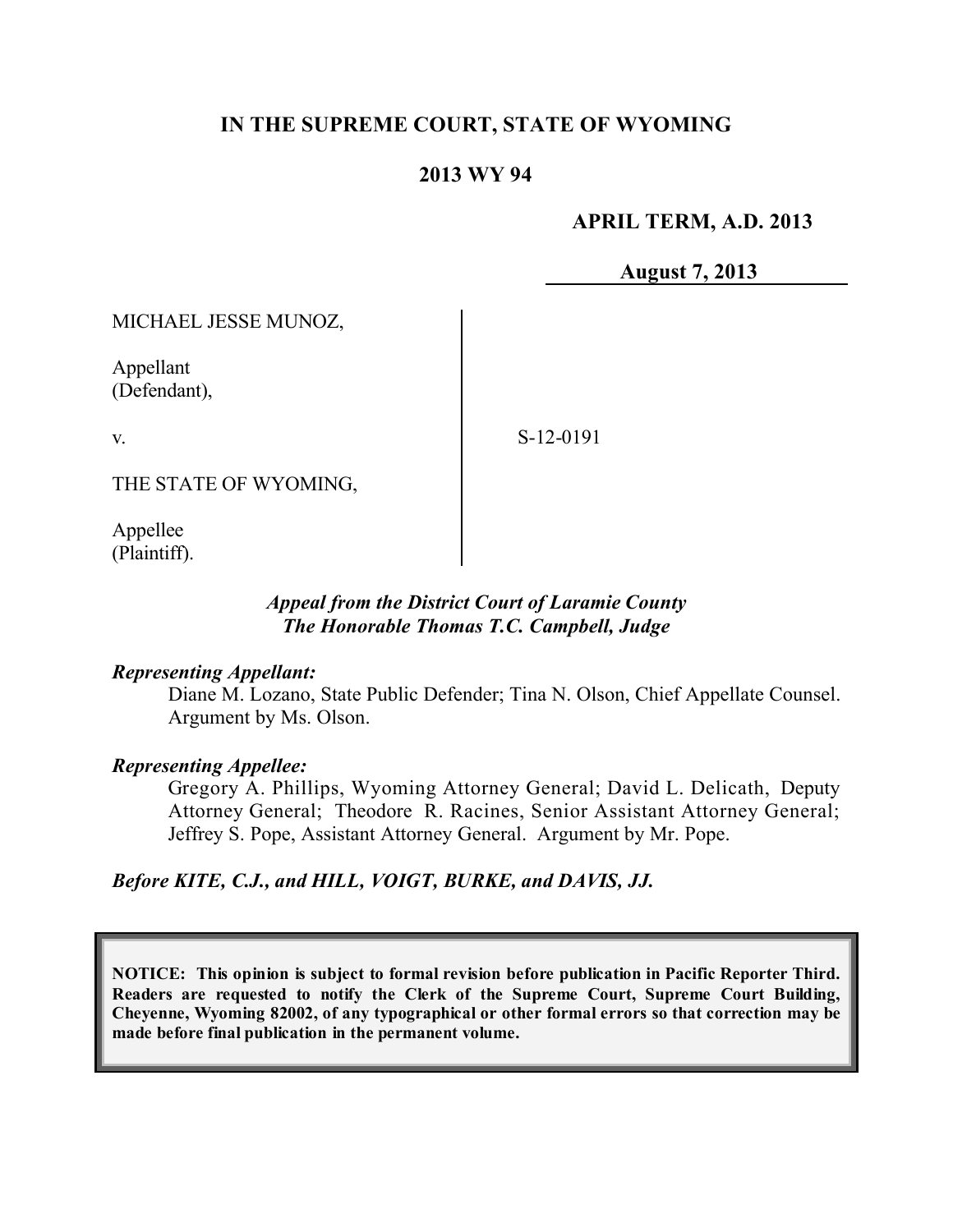**IN THE SUPREME COURT, STATE OF WYOMING**

**2013 WY 94**

**APRIL TERM, A.D. 2013**

**August 7, 2013**

| | | |
|---|---|---|
| MICHAEL JESSE MUNOZ,<br><br>Appellant<br>(Defendant),<br><br>v.<br><br>THE STATE OF WYOMING,<br><br>Appellee<br>(Plaintiff). | | S-12-0191 |

***Appeal from the District Court of Laramie County***
***The Honorable Thomas T.C. Campbell, Judge***

***Representing Appellant:***

Diane M. Lozano, State Public Defender; Tina N. Olson, Chief Appellate Counsel. Argument by Ms. Olson.

***Representing Appellee:***

Gregory A. Phillips, Wyoming Attorney General; David L. Delicath, Deputy Attorney General; Theodore R. Racines, Senior Assistant Attorney General; Jeffrey S. Pope, Assistant Attorney General. Argument by Mr. Pope.

***Before KITE, C.J., and HILL, VOIGT, BURKE, and DAVIS, JJ.***

**NOTICE: This opinion is subject to formal revision before publication in Pacific Reporter Third. Readers are requested to notify the Clerk of the Supreme Court, Supreme Court Building, Cheyenne, Wyoming 82002, of any typographical or other formal errors so that correction may be made before final publication in the permanent volume.**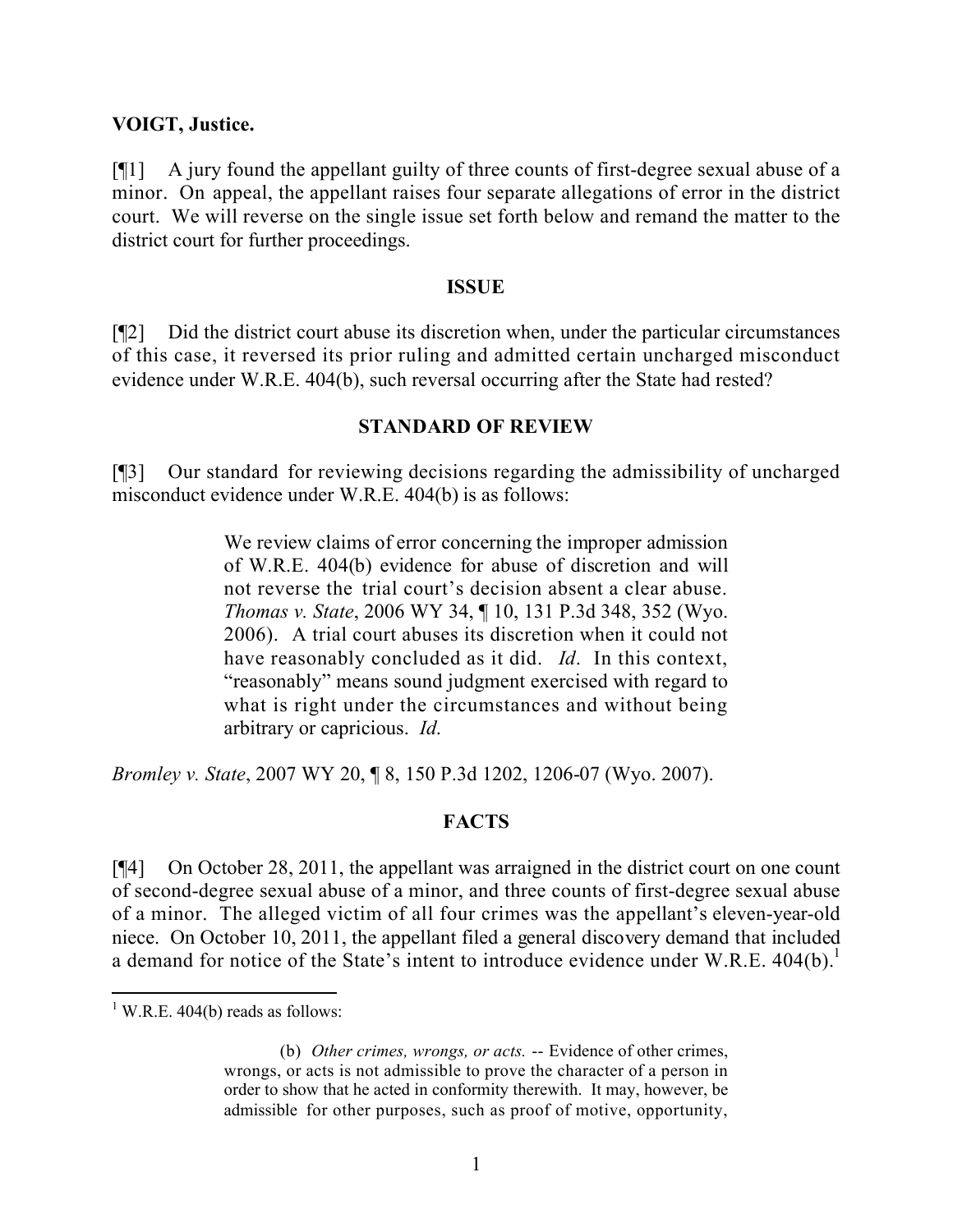**VOIGT, Justice.**

[¶1] A jury found the appellant guilty of three counts of first-degree sexual abuse of a minor. On appeal, the appellant raises four separate allegations of error in the district court. We will reverse on the single issue set forth below and remand the matter to the district court for further proceedings.

**ISSUE**

[¶2] Did the district court abuse its discretion when, under the particular circumstances of this case, it reversed its prior ruling and admitted certain uncharged misconduct evidence under W.R.E. 404(b), such reversal occurring after the State had rested?

**STANDARD OF REVIEW**

[¶3] Our standard for reviewing decisions regarding the admissibility of uncharged misconduct evidence under W.R.E. 404(b) is as follows:

> We review claims of error concerning the improper admission of W.R.E. 404(b) evidence for abuse of discretion and will not reverse the trial court's decision absent a clear abuse. *Thomas v. State*, 2006 WY 34, ¶ 10, 131 P.3d 348, 352 (Wyo. 2006). A trial court abuses its discretion when it could not have reasonably concluded as it did. *Id*. In this context, "reasonably" means sound judgment exercised with regard to what is right under the circumstances and without being arbitrary or capricious. *Id*.

*Bromley v. State*, 2007 WY 20, ¶ 8, 150 P.3d 1202, 1206-07 (Wyo. 2007).

**FACTS**

[¶4] On October 28, 2011, the appellant was arraigned in the district court on one count of second-degree sexual abuse of a minor, and three counts of first-degree sexual abuse of a minor. The alleged victim of all four crimes was the appellant's eleven-year-old niece. On October 10, 2011, the appellant filed a general discovery demand that included a demand for notice of the State's intent to introduce evidence under W.R.E. 404(b).[1]

---

[1] W.R.E. 404(b) reads as follows:

> (b) *Other crimes, wrongs, or acts.* -- Evidence of other crimes, wrongs, or acts is not admissible to prove the character of a person in order to show that he acted in conformity therewith. It may, however, be admissible for other purposes, such as proof of motive, opportunity,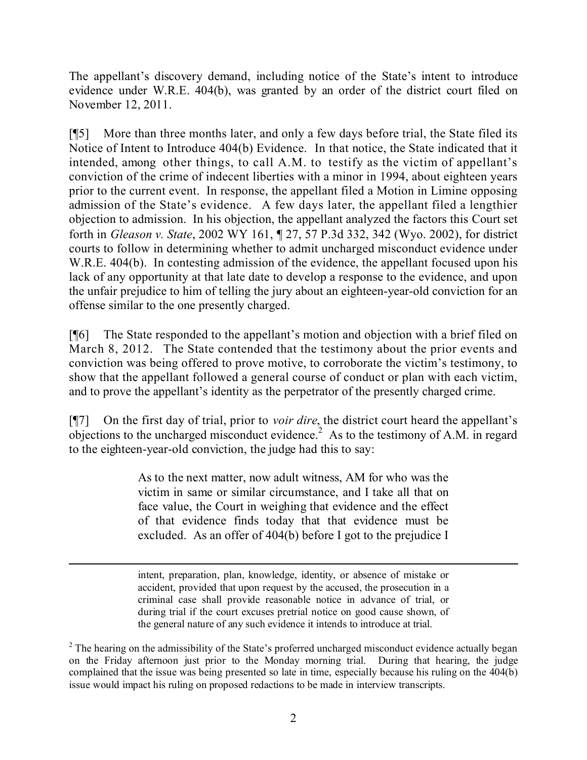The appellant's discovery demand, including notice of the State's intent to introduce evidence under W.R.E. 404(b), was granted by an order of the district court filed on November 12, 2011.

[¶5] More than three months later, and only a few days before trial, the State filed its Notice of Intent to Introduce 404(b) Evidence. In that notice, the State indicated that it intended, among other things, to call A.M. to testify as the victim of appellant's conviction of the crime of indecent liberties with a minor in 1994, about eighteen years prior to the current event. In response, the appellant filed a Motion in Limine opposing admission of the State's evidence. A few days later, the appellant filed a lengthier objection to admission. In his objection, the appellant analyzed the factors this Court set forth in *Gleason v. State*, 2002 WY 161, ¶ 27, 57 P.3d 332, 342 (Wyo. 2002), for district courts to follow in determining whether to admit uncharged misconduct evidence under W.R.E. 404(b). In contesting admission of the evidence, the appellant focused upon his lack of any opportunity at that late date to develop a response to the evidence, and upon the unfair prejudice to him of telling the jury about an eighteen-year-old conviction for an offense similar to the one presently charged.

[¶6] The State responded to the appellant's motion and objection with a brief filed on March 8, 2012. The State contended that the testimony about the prior events and conviction was being offered to prove motive, to corroborate the victim's testimony, to show that the appellant followed a general course of conduct or plan with each victim, and to prove the appellant's identity as the perpetrator of the presently charged crime.

[¶7] On the first day of trial, prior to *voir dire*, the district court heard the appellant's objections to the uncharged misconduct evidence.[2] As to the testimony of A.M. in regard to the eighteen-year-old conviction, the judge had this to say:

> As to the next matter, now adult witness, AM for who was the victim in same or similar circumstance, and I take all that on face value, the Court in weighing that evidence and the effect of that evidence finds today that that evidence must be excluded. As an offer of 404(b) before I got to the prejudice I

---

intent, preparation, plan, knowledge, identity, or absence of mistake or accident, provided that upon request by the accused, the prosecution in a criminal case shall provide reasonable notice in advance of trial, or during trial if the court excuses pretrial notice on good cause shown, of the general nature of any such evidence it intends to introduce at trial.

[2] The hearing on the admissibility of the State's proferred uncharged misconduct evidence actually began on the Friday afternoon just prior to the Monday morning trial. During that hearing, the judge complained that the issue was being presented so late in time, especially because his ruling on the 404(b) issue would impact his ruling on proposed redactions to be made in interview transcripts.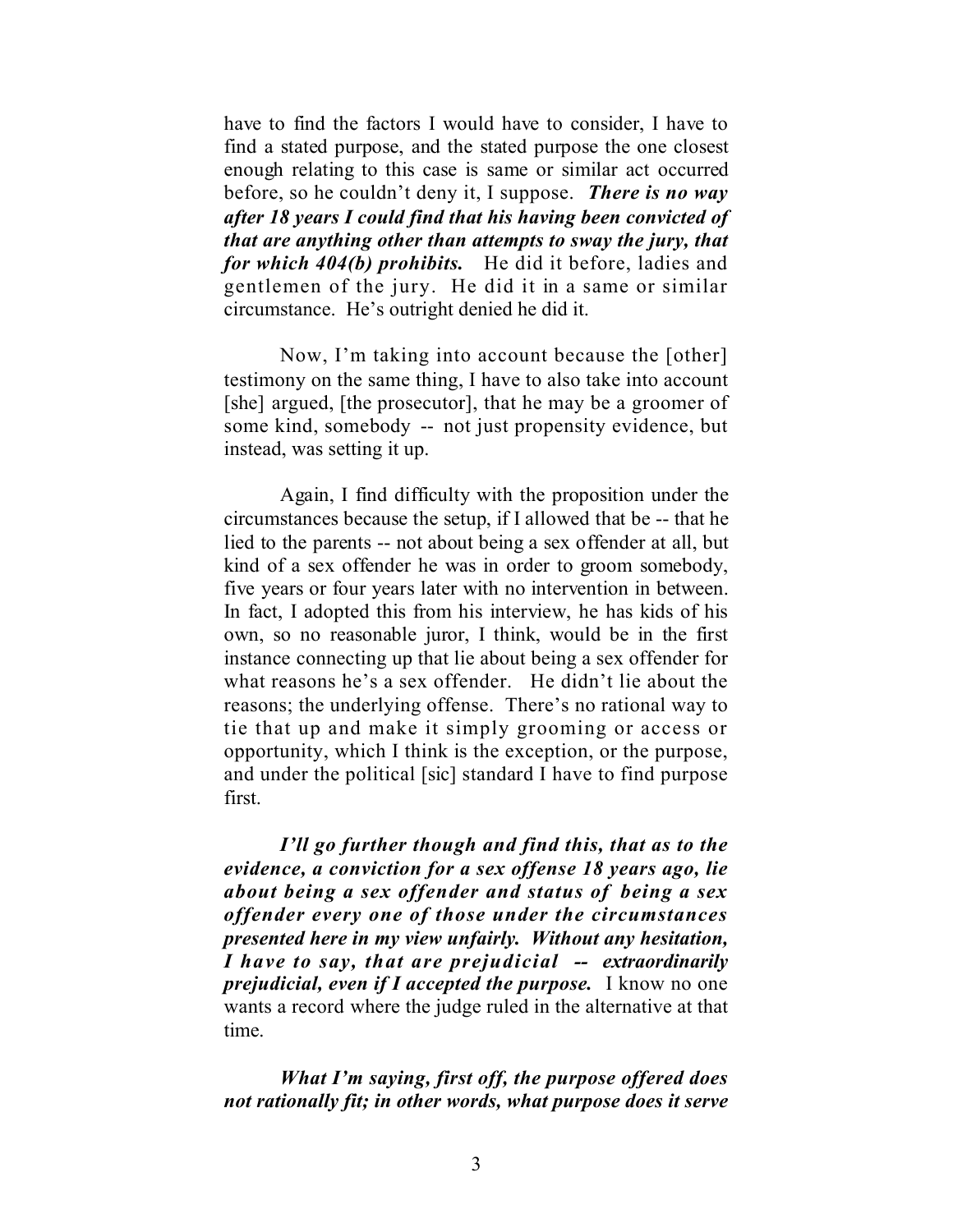have to find the factors I would have to consider, I have to find a stated purpose, and the stated purpose the one closest enough relating to this case is same or similar act occurred before, so he couldn't deny it, I suppose. ***There is no way after 18 years I could find that his having been convicted of that are anything other than attempts to sway the jury, that for which 404(b) prohibits.*** He did it before, ladies and gentlemen of the jury. He did it in a same or similar circumstance. He's outright denied he did it.

Now, I'm taking into account because the [other] testimony on the same thing, I have to also take into account [she] argued, [the prosecutor], that he may be a groomer of some kind, somebody -- not just propensity evidence, but instead, was setting it up.

Again, I find difficulty with the proposition under the circumstances because the setup, if I allowed that be -- that he lied to the parents -- not about being a sex offender at all, but kind of a sex offender he was in order to groom somebody, five years or four years later with no intervention in between. In fact, I adopted this from his interview, he has kids of his own, so no reasonable juror, I think, would be in the first instance connecting up that lie about being a sex offender for what reasons he's a sex offender. He didn't lie about the reasons; the underlying offense. There's no rational way to tie that up and make it simply grooming or access or opportunity, which I think is the exception, or the purpose, and under the political [sic] standard I have to find purpose first.

***I'll go further though and find this, that as to the evidence, a conviction for a sex offense 18 years ago, lie about being a sex offender and status of being a sex offender every one of those under the circumstances presented here in my view unfairly. Without any hesitation, I have to say, that are prejudicial -- extraordinarily prejudicial, even if I accepted the purpose.*** I know no one wants a record where the judge ruled in the alternative at that time.

***What I'm saying, first off, the purpose offered does not rationally fit; in other words, what purpose does it serve***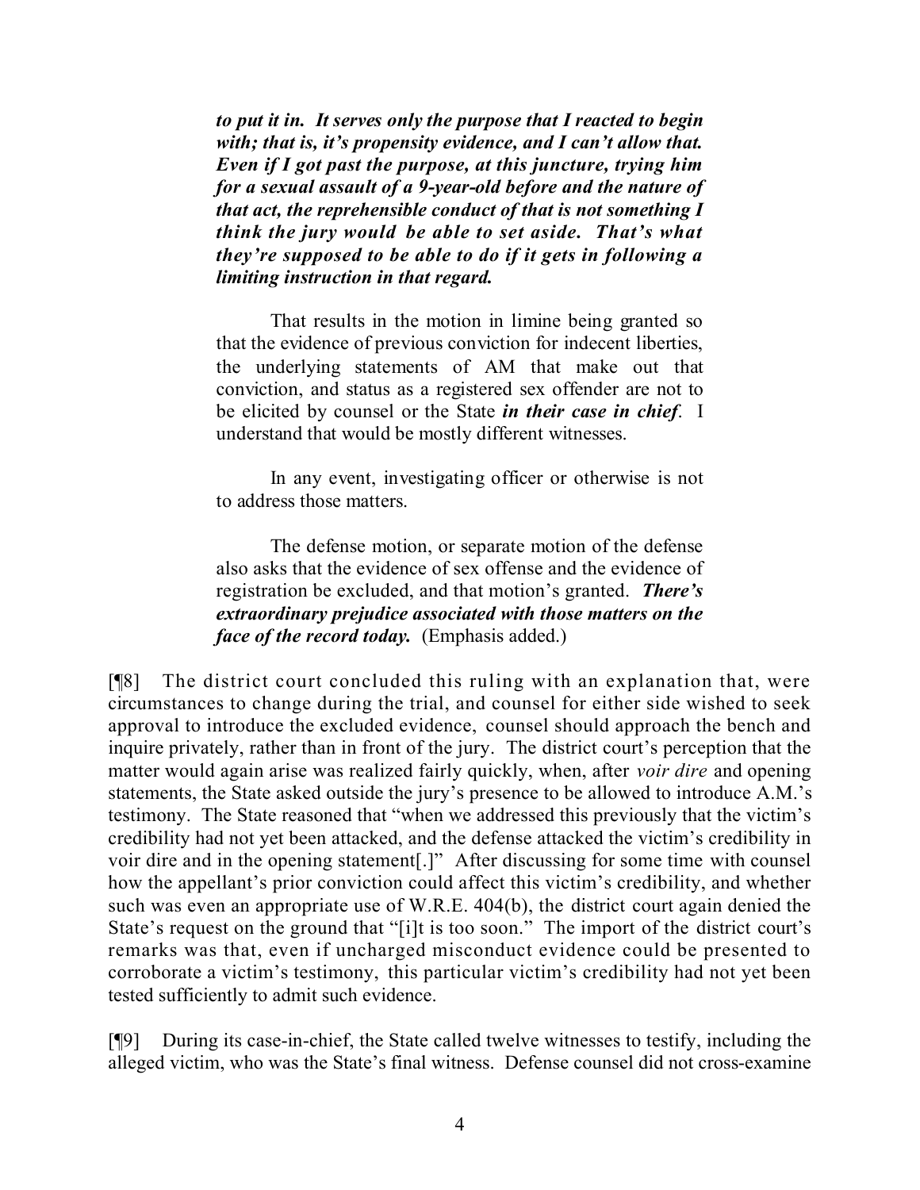> ***to put it in. It serves only the purpose that I reacted to begin with; that is, it's propensity evidence, and I can't allow that. Even if I got past the purpose, at this juncture, trying him for a sexual assault of a 9-year-old before and the nature of that act, the reprehensible conduct of that is not something I think the jury would be able to set aside. That's what they're supposed to be able to do if it gets in following a limiting instruction in that regard.***
>
> That results in the motion in limine being granted so that the evidence of previous conviction for indecent liberties, the underlying statements of AM that make out that conviction, and status as a registered sex offender are not to be elicited by counsel or the State ***in their case in chief***. I understand that would be mostly different witnesses.
>
> In any event, investigating officer or otherwise is not to address those matters.
>
> The defense motion, or separate motion of the defense also asks that the evidence of sex offense and the evidence of registration be excluded, and that motion's granted. ***There's extraordinary prejudice associated with those matters on the face of the record today.*** (Emphasis added.)

[¶8] The district court concluded this ruling with an explanation that, were circumstances to change during the trial, and counsel for either side wished to seek approval to introduce the excluded evidence, counsel should approach the bench and inquire privately, rather than in front of the jury. The district court's perception that the matter would again arise was realized fairly quickly, when, after *voir dire* and opening statements, the State asked outside the jury's presence to be allowed to introduce A.M.'s testimony. The State reasoned that "when we addressed this previously that the victim's credibility had not yet been attacked, and the defense attacked the victim's credibility in voir dire and in the opening statement[.]" After discussing for some time with counsel how the appellant's prior conviction could affect this victim's credibility, and whether such was even an appropriate use of W.R.E. 404(b), the district court again denied the State's request on the ground that "[i]t is too soon." The import of the district court's remarks was that, even if uncharged misconduct evidence could be presented to corroborate a victim's testimony, this particular victim's credibility had not yet been tested sufficiently to admit such evidence.

[¶9] During its case-in-chief, the State called twelve witnesses to testify, including the alleged victim, who was the State's final witness. Defense counsel did not cross-examine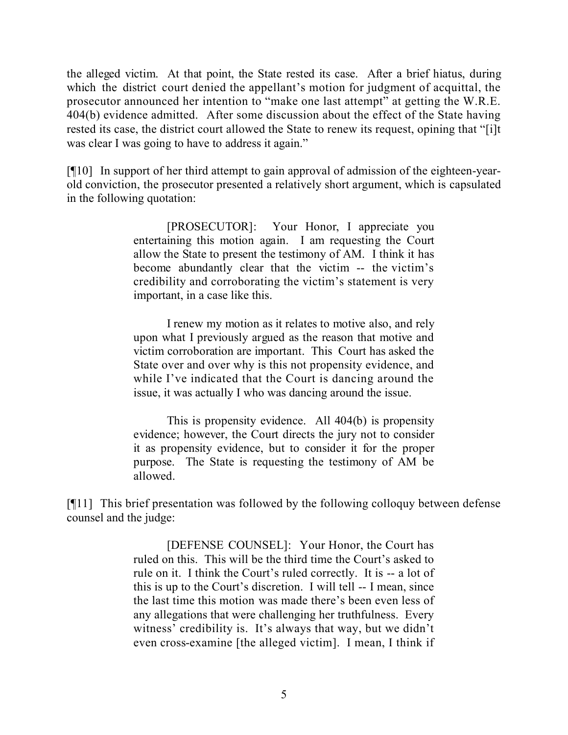the alleged victim. At that point, the State rested its case. After a brief hiatus, during which the district court denied the appellant's motion for judgment of acquittal, the prosecutor announced her intention to "make one last attempt" at getting the W.R.E. 404(b) evidence admitted. After some discussion about the effect of the State having rested its case, the district court allowed the State to renew its request, opining that "[i]t was clear I was going to have to address it again."

[¶10] In support of her third attempt to gain approval of admission of the eighteen-year-old conviction, the prosecutor presented a relatively short argument, which is capsulated in the following quotation:

> [PROSECUTOR]: Your Honor, I appreciate you entertaining this motion again. I am requesting the Court allow the State to present the testimony of AM. I think it has become abundantly clear that the victim -- the victim's credibility and corroborating the victim's statement is very important, in a case like this.
>
> I renew my motion as it relates to motive also, and rely upon what I previously argued as the reason that motive and victim corroboration are important. This Court has asked the State over and over why is this not propensity evidence, and while I've indicated that the Court is dancing around the issue, it was actually I who was dancing around the issue.
>
> This is propensity evidence. All 404(b) is propensity evidence; however, the Court directs the jury not to consider it as propensity evidence, but to consider it for the proper purpose. The State is requesting the testimony of AM be allowed.

[¶11] This brief presentation was followed by the following colloquy between defense counsel and the judge:

> [DEFENSE COUNSEL]: Your Honor, the Court has ruled on this. This will be the third time the Court's asked to rule on it. I think the Court's ruled correctly. It is -- a lot of this is up to the Court's discretion. I will tell -- I mean, since the last time this motion was made there's been even less of any allegations that were challenging her truthfulness. Every witness' credibility is. It's always that way, but we didn't even cross-examine [the alleged victim]. I mean, I think if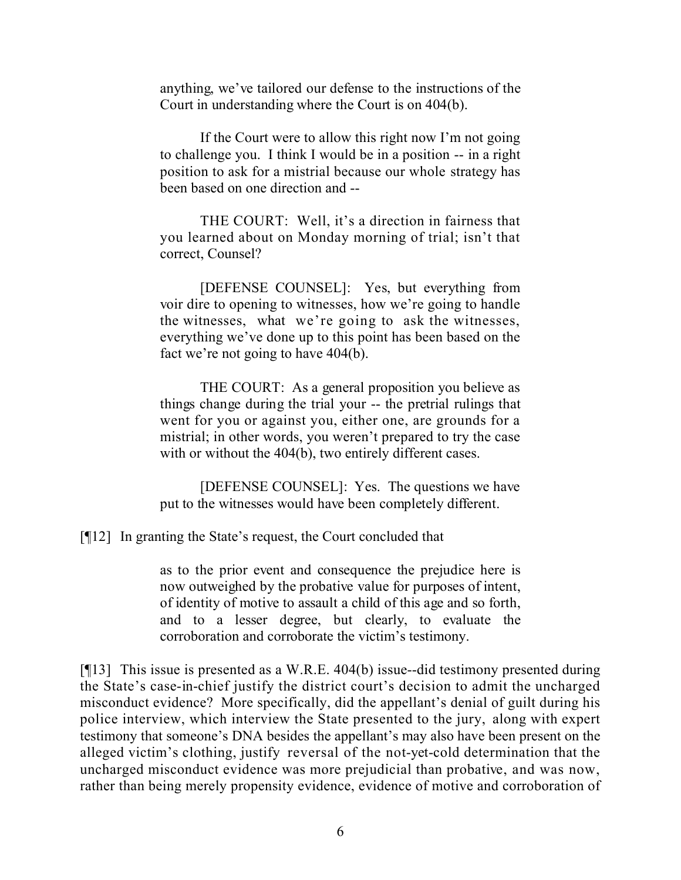anything, we've tailored our defense to the instructions of the Court in understanding where the Court is on 404(b).

If the Court were to allow this right now I'm not going to challenge you. I think I would be in a position -- in a right position to ask for a mistrial because our whole strategy has been based on one direction and --

THE COURT: Well, it's a direction in fairness that you learned about on Monday morning of trial; isn't that correct, Counsel?

[DEFENSE COUNSEL]: Yes, but everything from voir dire to opening to witnesses, how we're going to handle the witnesses, what we're going to ask the witnesses, everything we've done up to this point has been based on the fact we're not going to have 404(b).

THE COURT: As a general proposition you believe as things change during the trial your -- the pretrial rulings that went for you or against you, either one, are grounds for a mistrial; in other words, you weren't prepared to try the case with or without the 404(b), two entirely different cases.

[DEFENSE COUNSEL]: Yes. The questions we have put to the witnesses would have been completely different.

[¶12] In granting the State's request, the Court concluded that

> as to the prior event and consequence the prejudice here is now outweighed by the probative value for purposes of intent, of identity of motive to assault a child of this age and so forth, and to a lesser degree, but clearly, to evaluate the corroboration and corroborate the victim's testimony.

[¶13] This issue is presented as a W.R.E. 404(b) issue--did testimony presented during the State's case-in-chief justify the district court's decision to admit the uncharged misconduct evidence? More specifically, did the appellant's denial of guilt during his police interview, which interview the State presented to the jury, along with expert testimony that someone's DNA besides the appellant's may also have been present on the alleged victim's clothing, justify reversal of the not-yet-cold determination that the uncharged misconduct evidence was more prejudicial than probative, and was now, rather than being merely propensity evidence, evidence of motive and corroboration of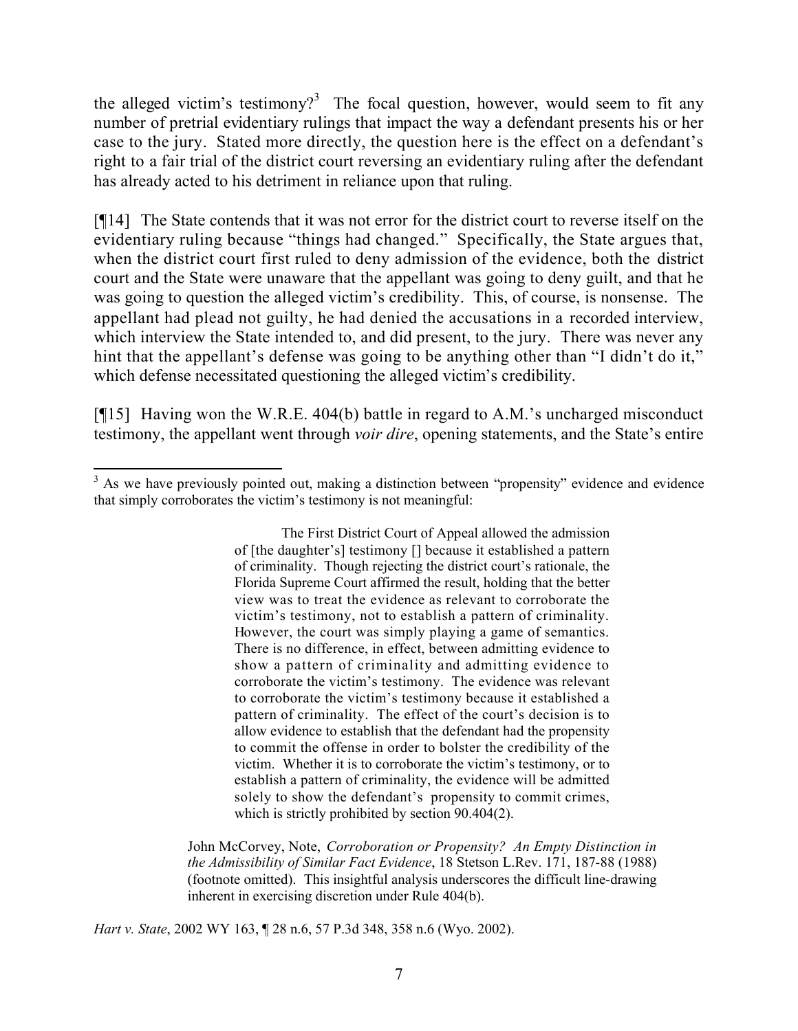the alleged victim's testimony?[3] The focal question, however, would seem to fit any number of pretrial evidentiary rulings that impact the way a defendant presents his or her case to the jury. Stated more directly, the question here is the effect on a defendant's right to a fair trial of the district court reversing an evidentiary ruling after the defendant has already acted to his detriment in reliance upon that ruling.

[¶14] The State contends that it was not error for the district court to reverse itself on the evidentiary ruling because "things had changed." Specifically, the State argues that, when the district court first ruled to deny admission of the evidence, both the district court and the State were unaware that the appellant was going to deny guilt, and that he was going to question the alleged victim's credibility. This, of course, is nonsense. The appellant had plead not guilty, he had denied the accusations in a recorded interview, which interview the State intended to, and did present, to the jury. There was never any hint that the appellant's defense was going to be anything other than "I didn't do it," which defense necessitated questioning the alleged victim's credibility.

[¶15] Having won the W.R.E. 404(b) battle in regard to A.M.'s uncharged misconduct testimony, the appellant went through *voir dire*, opening statements, and the State's entire

---

[3] As we have previously pointed out, making a distinction between "propensity" evidence and evidence that simply corroborates the victim's testimony is not meaningful:

> The First District Court of Appeal allowed the admission of [the daughter's] testimony [] because it established a pattern of criminality. Though rejecting the district court's rationale, the Florida Supreme Court affirmed the result, holding that the better view was to treat the evidence as relevant to corroborate the victim's testimony, not to establish a pattern of criminality. However, the court was simply playing a game of semantics. There is no difference, in effect, between admitting evidence to show a pattern of criminality and admitting evidence to corroborate the victim's testimony. The evidence was relevant to corroborate the victim's testimony because it established a pattern of criminality. The effect of the court's decision is to allow evidence to establish that the defendant had the propensity to commit the offense in order to bolster the credibility of the victim. Whether it is to corroborate the victim's testimony, or to establish a pattern of criminality, the evidence will be admitted solely to show the defendant's propensity to commit crimes, which is strictly prohibited by section 90.404(2).

> John McCorvey, Note, *Corroboration or Propensity? An Empty Distinction in the Admissibility of Similar Fact Evidence*, 18 Stetson L.Rev. 171, 187-88 (1988) (footnote omitted). This insightful analysis underscores the difficult line-drawing inherent in exercising discretion under Rule 404(b).

*Hart v. State*, 2002 WY 163, ¶ 28 n.6, 57 P.3d 348, 358 n.6 (Wyo. 2002).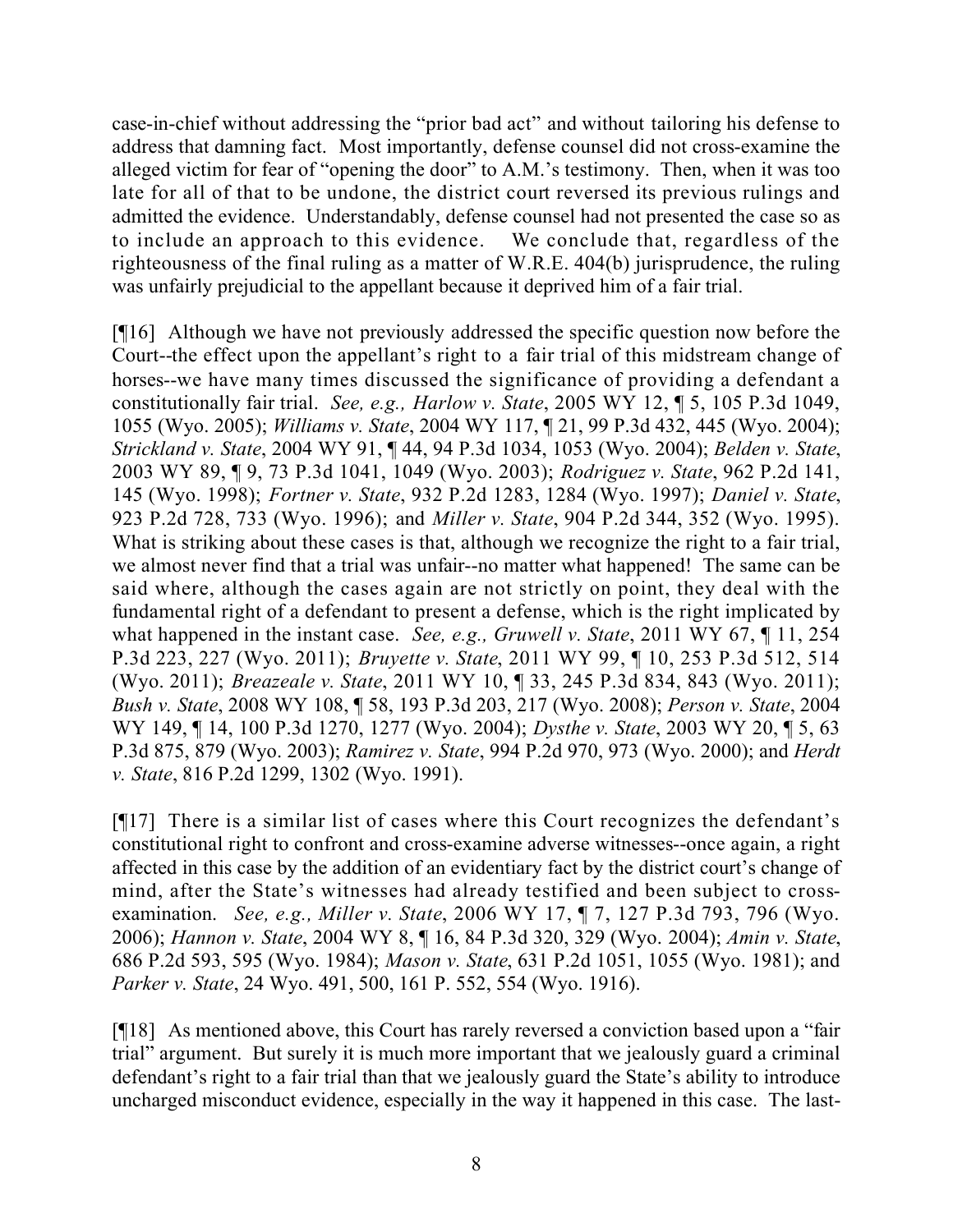case-in-chief without addressing the "prior bad act" and without tailoring his defense to address that damning fact. Most importantly, defense counsel did not cross-examine the alleged victim for fear of "opening the door" to A.M.'s testimony. Then, when it was too late for all of that to be undone, the district court reversed its previous rulings and admitted the evidence. Understandably, defense counsel had not presented the case so as to include an approach to this evidence. We conclude that, regardless of the righteousness of the final ruling as a matter of W.R.E. 404(b) jurisprudence, the ruling was unfairly prejudicial to the appellant because it deprived him of a fair trial.

[¶16] Although we have not previously addressed the specific question now before the Court--the effect upon the appellant's right to a fair trial of this midstream change of horses--we have many times discussed the significance of providing a defendant a constitutionally fair trial. *See, e.g., Harlow v. State*, 2005 WY 12, ¶ 5, 105 P.3d 1049, 1055 (Wyo. 2005); *Williams v. State*, 2004 WY 117, ¶ 21, 99 P.3d 432, 445 (Wyo. 2004); *Strickland v. State*, 2004 WY 91, ¶ 44, 94 P.3d 1034, 1053 (Wyo. 2004); *Belden v. State*, 2003 WY 89, ¶ 9, 73 P.3d 1041, 1049 (Wyo. 2003); *Rodriguez v. State*, 962 P.2d 141, 145 (Wyo. 1998); *Fortner v. State*, 932 P.2d 1283, 1284 (Wyo. 1997); *Daniel v. State*, 923 P.2d 728, 733 (Wyo. 1996); and *Miller v. State*, 904 P.2d 344, 352 (Wyo. 1995). What is striking about these cases is that, although we recognize the right to a fair trial, we almost never find that a trial was unfair--no matter what happened! The same can be said where, although the cases again are not strictly on point, they deal with the fundamental right of a defendant to present a defense, which is the right implicated by what happened in the instant case. *See, e.g., Gruwell v. State*, 2011 WY 67, ¶ 11, 254 P.3d 223, 227 (Wyo. 2011); *Bruyette v. State*, 2011 WY 99, ¶ 10, 253 P.3d 512, 514 (Wyo. 2011); *Breazeale v. State*, 2011 WY 10, ¶ 33, 245 P.3d 834, 843 (Wyo. 2011); *Bush v. State*, 2008 WY 108, ¶ 58, 193 P.3d 203, 217 (Wyo. 2008); *Person v. State*, 2004 WY 149, ¶ 14, 100 P.3d 1270, 1277 (Wyo. 2004); *Dysthe v. State*, 2003 WY 20, ¶ 5, 63 P.3d 875, 879 (Wyo. 2003); *Ramirez v. State*, 994 P.2d 970, 973 (Wyo. 2000); and *Herdt v. State*, 816 P.2d 1299, 1302 (Wyo. 1991).

[¶17] There is a similar list of cases where this Court recognizes the defendant's constitutional right to confront and cross-examine adverse witnesses--once again, a right affected in this case by the addition of an evidentiary fact by the district court's change of mind, after the State's witnesses had already testified and been subject to cross-examination. *See, e.g., Miller v. State*, 2006 WY 17, ¶ 7, 127 P.3d 793, 796 (Wyo. 2006); *Hannon v. State*, 2004 WY 8, ¶ 16, 84 P.3d 320, 329 (Wyo. 2004); *Amin v. State*, 686 P.2d 593, 595 (Wyo. 1984); *Mason v. State*, 631 P.2d 1051, 1055 (Wyo. 1981); and *Parker v. State*, 24 Wyo. 491, 500, 161 P. 552, 554 (Wyo. 1916).

[¶18] As mentioned above, this Court has rarely reversed a conviction based upon a "fair trial" argument. But surely it is much more important that we jealously guard a criminal defendant's right to a fair trial than that we jealously guard the State's ability to introduce uncharged misconduct evidence, especially in the way it happened in this case. The last-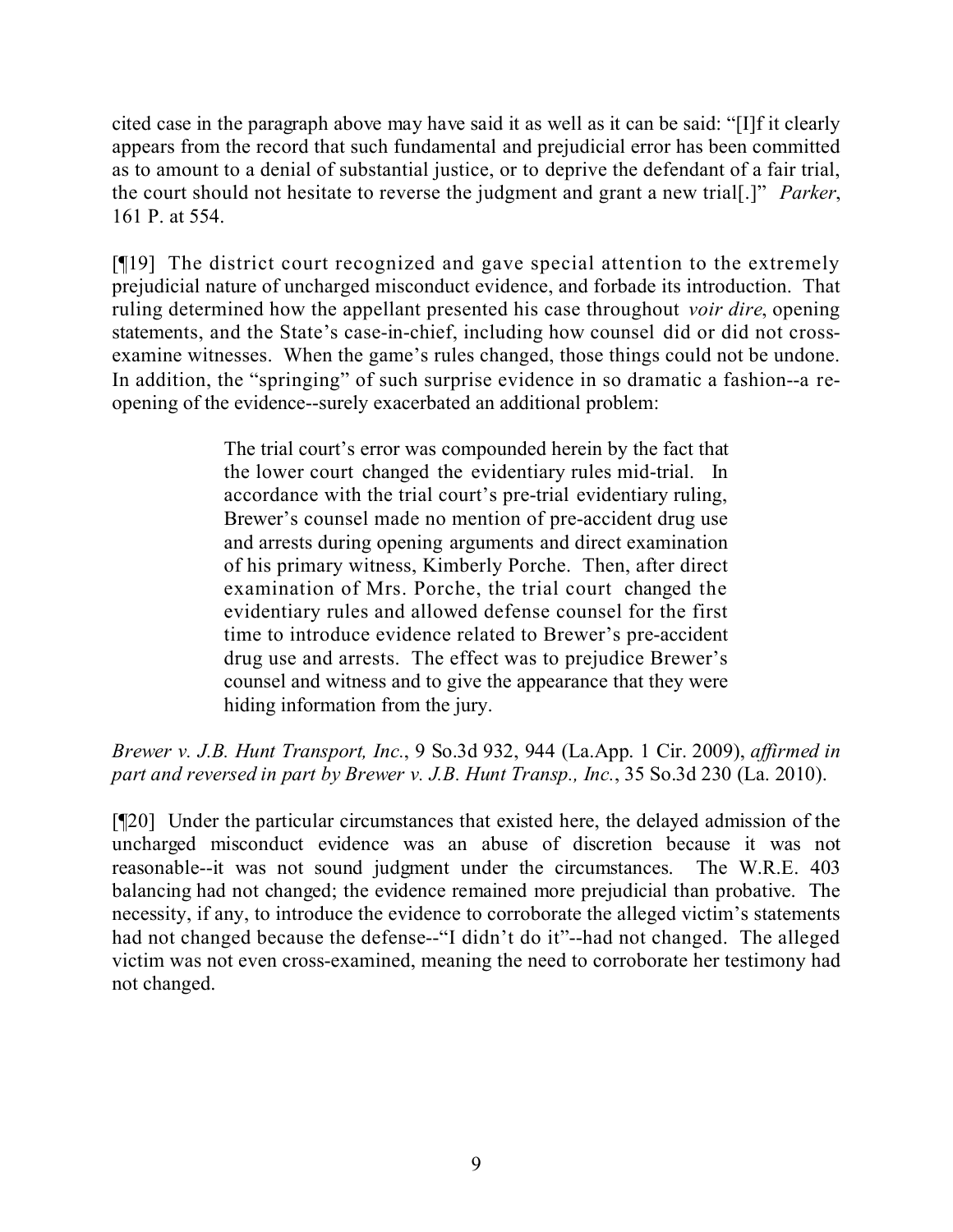cited case in the paragraph above may have said it as well as it can be said: "[I]f it clearly appears from the record that such fundamental and prejudicial error has been committed as to amount to a denial of substantial justice, or to deprive the defendant of a fair trial, the court should not hesitate to reverse the judgment and grant a new trial[.]" *Parker*, 161 P. at 554.

[¶19] The district court recognized and gave special attention to the extremely prejudicial nature of uncharged misconduct evidence, and forbade its introduction. That ruling determined how the appellant presented his case throughout *voir dire*, opening statements, and the State's case-in-chief, including how counsel did or did not cross-examine witnesses. When the game's rules changed, those things could not be undone. In addition, the "springing" of such surprise evidence in so dramatic a fashion--a re-opening of the evidence--surely exacerbated an additional problem:

> The trial court's error was compounded herein by the fact that the lower court changed the evidentiary rules mid-trial. In accordance with the trial court's pre-trial evidentiary ruling, Brewer's counsel made no mention of pre-accident drug use and arrests during opening arguments and direct examination of his primary witness, Kimberly Porche. Then, after direct examination of Mrs. Porche, the trial court changed the evidentiary rules and allowed defense counsel for the first time to introduce evidence related to Brewer's pre-accident drug use and arrests. The effect was to prejudice Brewer's counsel and witness and to give the appearance that they were hiding information from the jury.

*Brewer v. J.B. Hunt Transport, Inc.*, 9 So.3d 932, 944 (La.App. 1 Cir. 2009), *affirmed in part and reversed in part by Brewer v. J.B. Hunt Transp., Inc.*, 35 So.3d 230 (La. 2010).

[¶20] Under the particular circumstances that existed here, the delayed admission of the uncharged misconduct evidence was an abuse of discretion because it was not reasonable--it was not sound judgment under the circumstances. The W.R.E. 403 balancing had not changed; the evidence remained more prejudicial than probative. The necessity, if any, to introduce the evidence to corroborate the alleged victim's statements had not changed because the defense--"I didn't do it"--had not changed. The alleged victim was not even cross-examined, meaning the need to corroborate her testimony had not changed.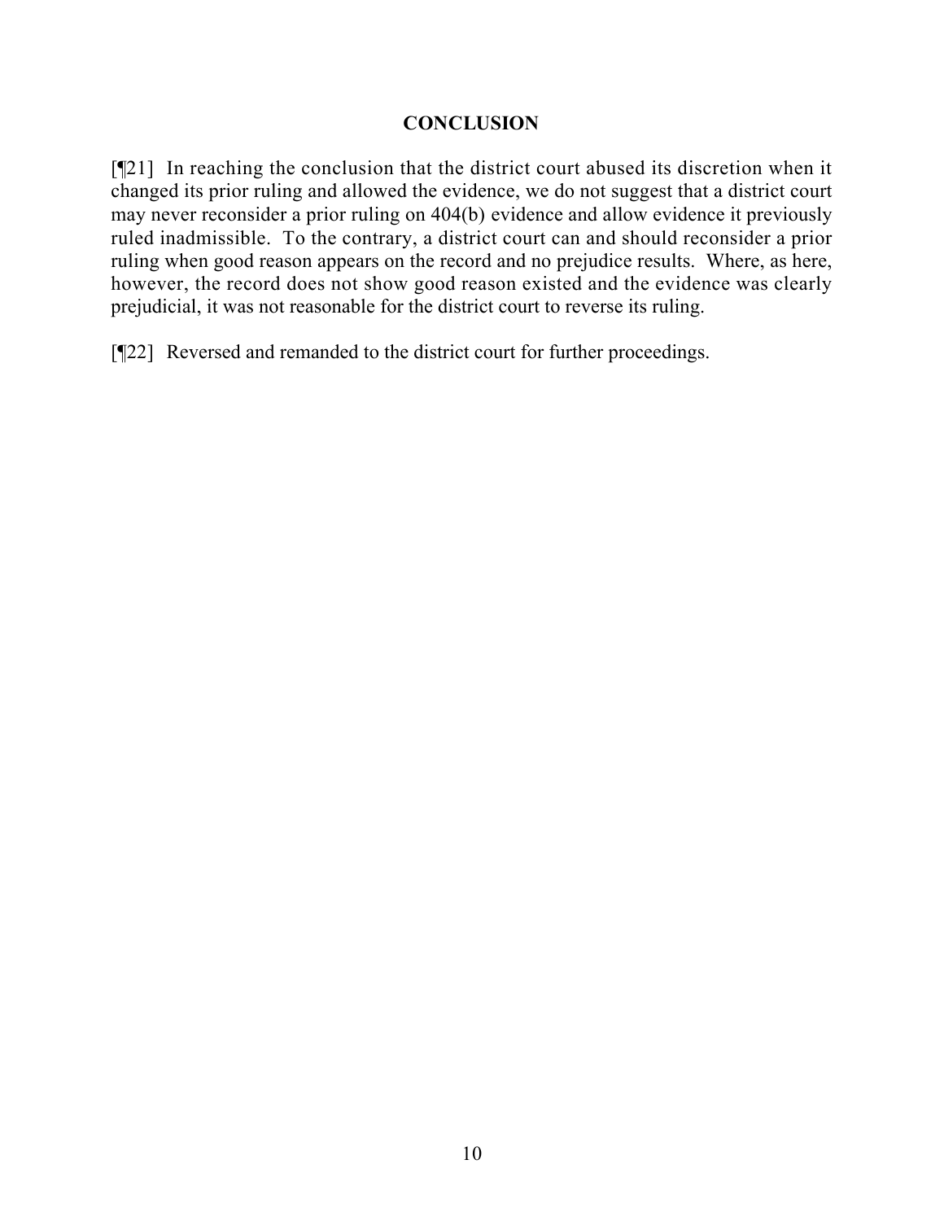## CONCLUSION

[¶21] In reaching the conclusion that the district court abused its discretion when it changed its prior ruling and allowed the evidence, we do not suggest that a district court may never reconsider a prior ruling on 404(b) evidence and allow evidence it previously ruled inadmissible. To the contrary, a district court can and should reconsider a prior ruling when good reason appears on the record and no prejudice results. Where, as here, however, the record does not show good reason existed and the evidence was clearly prejudicial, it was not reasonable for the district court to reverse its ruling.

[¶22] Reversed and remanded to the district court for further proceedings.